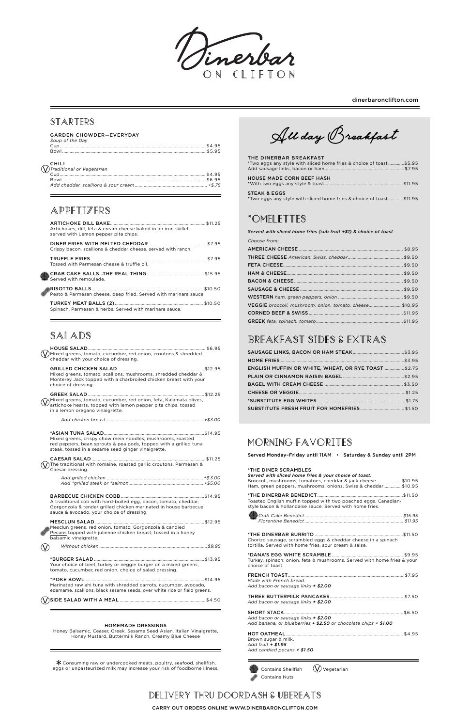# Dinerbar
ON CLIFTON

dinerbaronclifton.com

## STARTERS

**GARDEN CHOWDER—EVERYDAY**
*Soup of the Day*
Cup ..... $4.95
Bowl ..... $5.95

(V) **CHILI**
*Traditional or Vegetarian*
Cup ..... $4.95
Bowl ..... $6.95
*Add cheddar, scallions & sour cream ..... +$.75*

## APPETIZERS

**ARTICHOKE DILL BAKE** ..... $11.25
Artichokes, dill, feta & cream cheese baked in an iron skillet served with Lemon pepper pita chips.

**DINER FRIES WITH MELTED CHEDDAR** ..... $7.95
Crispy bacon, scallions & cheddar cheese, served with ranch.

**TRUFFLE FRIES** ..... $7.95
Tossed with Parmesan cheese & truffle oil.

(Contains Shellfish) **CRAB CAKE BALLS...THE REAL THING** ..... $15.95
Served with remoulade.

(Contains Nuts) **RISOTTO BALLS** ..... $10.50
Pesto & Parmesan cheese, deep fried. Served with marinara sauce.

**TURKEY MEAT BALLS (2)** ..... $10.50
Spinach, Parmesan & herbs. Served with marinara sauce.

## SALADS

(V) **HOUSE SALAD** ..... $6.95
Mixed greens, tomato, cucumber, red onion, croutons & shredded cheddar with your choice of dressing.

**GRILLED CHICKEN SALAD** ..... $12.95
Mixed greens, tomato, scallions, mushrooms, shredded cheddar & Monterey Jack topped with a charbroiled chicken breast with your choice of dressing.

(V) **GREEK SALAD** ..... $12.25
Mixed greens, tomato, cucumber, red onion, feta, Kalamata olives, artichoke hearts, topped with lemon pepper pita chips, tossed in a lemon oregano vinaigrette.
*Add chicken breast ..... +$3.00*

***ASIAN TUNA SALAD** ..... $14.95
Mixed greens, crispy chow mein noodles, mushrooms, roasted red peppers, bean sprouts & pea pods, topped with a grilled tuna steak, tossed in a sesame seed ginger vinaigrette.

(V) **CAESAR SALAD** ..... $11.25
The traditional with romaine, roasted garlic croutons, Parmesan & Caesar dressing.
*Add grilled chicken ..... +$3.00*
*Add \*grilled steak or \*salmon ..... +$5.00*

**BARBECUE CHICKEN COBB** ..... $14.95
A traditional cob with hard-boiled egg, bacon, tomato, cheddar, Gorgonzola & tender grilled chicken marinated in house barbecue sauce & avocado, your choice of dressing.

(Contains Nuts) **MESCLUN SALAD** ..... $12.95
Mesclun greens, red onion, tomato, Gorgonzola & candied Pecans topped with julienne chicken breast, tossed in a honey balsamic vinaigrette.
(V) *Without chicken ..... $9.95*

***BURGER SALAD** ..... $13.95
Your choice of beef, turkey or veggie burger on a mixed greens, tomato, cucumber, red onion, choice of salad dressing.

***POKE BOWL** ..... $14.95
Marinated raw ahi tuna with shredded carrots, cucumber, avocado, edamame, scallions, black sesame seeds, over white rice or field greens.

(V) **SIDE SALAD WITH A MEAL** ..... $4.50

**HOMEMADE DRESSINGS**
Honey Balsamic, Ceaser, Greek, Sesame Seed Asian, Italian Vinaigrette, Honey Mustard, Buttermilk Ranch, Creamy Blue Cheese

* Consuming raw or undercooked meats, poultry, seafood, shellfish, eggs or unpasteurized milk may increase your risk of foodborne illness.

## All day Breakfast

**THE DINERBAR BREAKFAST**
*Two eggs any style with sliced home fries & choice of toast ..... $5.95
Add sausage links, bacon or ham ..... $7.95

**HOUSE MADE CORN BEEF HASH**
*With two eggs any style & toast ..... $11.95

**STEAK & EGGS**
*Two eggs any style with sliced home fries & choice of toast ..... $11.95

## *OMELETTES

***Served with sliced home fries (sub fruit +$1) & choice of toast***

*Choose from:*

**AMERICAN CHEESE** ..... $8.95
**THREE CHEESE** *American, Swiss, cheddar* ..... $9.50
**FETA CHEESE** ..... $9.50
**HAM & CHEESE** ..... $9.50
**BACON & CHEESE** ..... $9.50
**SAUSAGE & CHEESE** ..... $9.50
**WESTERN** *ham, green peppers, onion* ..... $9.50
**VEGGIE** *broccoli, mushroom, onion, tomato, cheese* ..... $10.95
**CORNED BEEF & SWISS** ..... $11.95
**GREEK** *feta, spinach, tomato* ..... $11.95

## BREAKFAST SIDES & EXTRAS

**SAUSAGE LINKS, BACON OR HAM STEAK** ..... $3.95
**HOME FRIES** ..... $3.95
**ENGLISH MUFFIN OR WHITE, WHEAT, OR RYE TOAST** ..... $2.75
**PLAIN OR CINNAMON RAISIN BAGEL** ..... $2.95
**BAGEL WITH CREAM CHEESE** ..... $3.50
**CHEESE OR VEGGIE** ..... $1.25
***SUBSTITUTE EGG WHITES** ..... $1.75
**SUBSTITUTE FRESH FRUIT FOR HOMEFRIES** ..... $1.50

## MORNING FAVORITES

Served Monday–Friday until 11AM • Saturday & Sunday until 2PM

***THE DINER SCRAMBLES**
***Served with sliced home fries & your choice of toast.***
Broccoli, mushrooms, tomatoes, cheddar & jack cheese ..... $10.95
Ham, green peppers, mushrooms, onions, Swiss & cheddar ..... $10.95

***THE DINERBAR BENEDICT** ..... $11.50
Toasted English muffin topped with two poached eggs, Canadian-style bacon & hollandaise sauce. Served with home fries.
(Contains Shellfish) *Crab Cake Benedict ..... $15.95*
*Florentine Benedict ..... $11.95*

***THE DINERBAR BURRITO** ..... $11.50
Chorizo sausage, scrambled eggs & cheddar cheese in a spinach tortilla. Served with home fries, sour cream & salsa.

***DANA'S EGG WHITE SCRAMBLE** ..... $9.95
Turkey, spinach, onion, feta & mushrooms. Served with home fries & your choice of toast.

**FRENCH TOAST** ..... $7.95
*Made with French bread.*
*Add bacon or sausage links **+ $2.00***

**THREE BUTTERMILK PANCAKES** ..... $7.50
*Add bacon or sausage links **+ $2.00***

**SHORT STACK** ..... $6.50
*Add bacon or sausage links **+ $2.00***
*Add banana, or blueberries,**+ $2.50** or chocolate chips **+ $1.00***

**HOT OATMEAL** ..... $4.95
Brown sugar & milk.
*Add fruit **+ $1.95***
*Add candied pecans **+ $1.50***

Contains Shellfish (V) Vegetarian
Contains Nuts

## DELIVERY THRU DOORDASH & UBEREATS

CARRY OUT ORDERS ONLINE WWW.DINERBARONCLIFTON.COM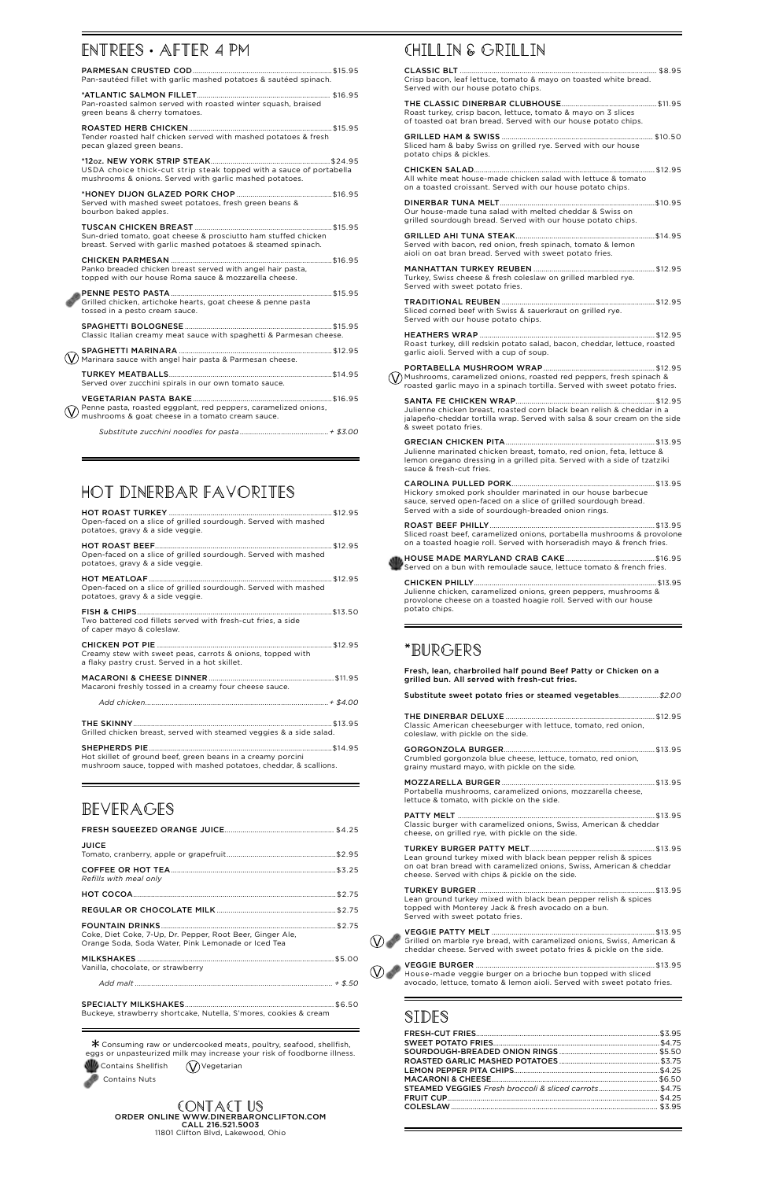# ENTREES • AFTER 4 PM

**PARMESAN CRUSTED COD** ........ $15.95
Pan-sautéed fillet with garlic mashed potatoes & sautéed spinach.

***ATLANTIC SALMON FILLET** ........ $16.95
Pan-roasted salmon served with roasted winter squash, braised green beans & cherry tomatoes.

**ROASTED HERB CHICKEN** ........ $15.95
Tender roasted half chicken served with mashed potatoes & fresh pecan glazed green beans.

***12oz. NEW YORK STRIP STEAK** ........ $24.95
USDA choice thick-cut strip steak topped with a sauce of portabella mushrooms & onions. Served with garlic mashed potatoes.

***HONEY DIJON GLAZED PORK CHOP** ........ $16.95
Served with mashed sweet potatoes, fresh green beans & bourbon baked apples.

**TUSCAN CHICKEN BREAST** ........ $15.95
Sun-dried tomato, goat cheese & prosciutto ham stuffed chicken breast. Served with garlic mashed potatoes & steamed spinach.

**CHICKEN PARMESAN** ........ $16.95
Panko breaded chicken breast served with angel hair pasta, topped with our house Roma sauce & mozzarella cheese.

**PENNE PESTO PASTA** (Contains Nuts) ........ $15.95
Grilled chicken, artichoke hearts, goat cheese & penne pasta tossed in a pesto cream sauce.

**SPAGHETTI BOLOGNESE** ........ $15.95
Classic Italian creamy meat sauce with spaghetti & Parmesan cheese.

**SPAGHETTI MARINARA** (V) ........ $12.95
Marinara sauce with angel hair pasta & Parmesan cheese.

**TURKEY MEATBALLS** ........ $14.95
Served over zucchini spirals in our own tomato sauce.

**VEGETARIAN PASTA BAKE** (V) ........ $16.95
Penne pasta, roasted eggplant, red peppers, caramelized onions, mushrooms & goat cheese in a tomato cream sauce.

*Substitute zucchini noodles for pasta ........ + $3.00*

# HOT DINERBAR FAVORITES

**HOT ROAST TURKEY** ........ $12.95
Open-faced on a slice of grilled sourdough. Served with mashed potatoes, gravy & a side veggie.

**HOT ROAST BEEF** ........ $12.95
Open-faced on a slice of grilled sourdough. Served with mashed potatoes, gravy & a side veggie.

**HOT MEATLOAF** ........ $12.95
Open-faced on a slice of grilled sourdough. Served with mashed potatoes, gravy & a side veggie.

**FISH & CHIPS** ........ $13.50
Two battered cod fillets served with fresh-cut fries, a side of caper mayo & coleslaw.

**CHICKEN POT PIE** ........ $12.95
Creamy stew with sweet peas, carrots & onions, topped with a flaky pastry crust. Served in a hot skillet.

**MACARONI & CHEESE DINNER** ........ $11.95
Macaroni freshly tossed in a creamy four cheese sauce.

*Add chicken ........ + $4.00*

**THE SKINNY** ........ $13.95
Grilled chicken breast, served with steamed veggies & a side salad.

**SHEPHERDS PIE** ........ $14.95
Hot skillet of ground beef, green beans in a creamy porcini mushroom sauce, topped with mashed potatoes, cheddar, & scallions.

# BEVERAGES

**FRESH SQUEEZED ORANGE JUICE** ........ $4.25

**JUICE**
Tomato, cranberry, apple or grapefruit ........ $2.95

**COFFEE OR HOT TEA** ........ $3.25
*Refills with meal only*

**HOT COCOA** ........ $2.75

**REGULAR OR CHOCOLATE MILK** ........ $2.75

**FOUNTAIN DRINKS** ........ $2.75
Coke, Diet Coke, 7-Up, Dr. Pepper, Root Beer, Ginger Ale, Orange Soda, Soda Water, Pink Lemonade or Iced Tea

**MILKSHAKES** ........ $5.00
Vanilla, chocolate, or strawberry

*Add malt ........ + $.50*

**SPECIALTY MILKSHAKES** ........ $6.50
Buckeye, strawberry shortcake, Nutella, S'mores, cookies & cream

* Consuming raw or undercooked meats, poultry, seafood, shellfish, eggs or unpasteurized milk may increase your risk of foodborne illness.

Contains Shellfish (V) Vegetarian
Contains Nuts

# CONTACT US

ORDER ONLINE WWW.DINERBARONCLIFTON.COM
CALL 216.521.5003
11801 Clifton Blvd, Lakewood, Ohio

# CHILLIN & GRILLIN

**CLASSIC BLT** ........ $8.95
Crisp bacon, leaf lettuce, tomato & mayo on toasted white bread. Served with our house potato chips.

**THE CLASSIC DINERBAR CLUBHOUSE** ........ $11.95
Roast turkey, crisp bacon, lettuce, tomato & mayo on 3 slices of toasted oat bran bread. Served with our house potato chips.

**GRILLED HAM & SWISS** ........ $10.50
Sliced ham & baby Swiss on grilled rye. Served with our house potato chips & pickles.

**CHICKEN SALAD** ........ $12.95
All white meat house-made chicken salad with lettuce & tomato on a toasted croissant. Served with our house potato chips.

**DINERBAR TUNA MELT** ........ $10.95
Our house-made tuna salad with melted cheddar & Swiss on grilled sourdough bread. Served with our house potato chips.

**GRILLED AHI TUNA STEAK** ........ $14.95
Served with bacon, red onion, fresh spinach, tomato & lemon aioli on oat bran bread. Served with sweet potato fries.

**MANHATTAN TURKEY REUBEN** ........ $12.95
Turkey, Swiss cheese & fresh coleslaw on grilled marbled rye. Served with sweet potato fries.

**TRADITIONAL REUBEN** ........ $12.95
Sliced corned beef with Swiss & sauerkraut on grilled rye. Served with our house potato chips.

**HEATHERS WRAP** ........ $12.95
Roast turkey, dill redskin potato salad, bacon, cheddar, lettuce, roasted garlic aioli. Served with a cup of soup.

**PORTABELLA MUSHROOM WRAP** (V) ........ $12.95
Mushrooms, caramelized onions, roasted red peppers, fresh spinach & roasted garlic mayo in a spinach tortilla. Served with sweet potato fries.

**SANTA FE CHICKEN WRAP** ........ $12.95
Julienne chicken breast, roasted corn black bean relish & cheddar in a jalapeño-cheddar tortilla wrap. Served with salsa & sour cream on the side & sweet potato fries.

**GRECIAN CHICKEN PITA** ........ $13.95
Julienne marinated chicken breast, tomato, red onion, feta, lettuce & lemon oregano dressing in a grilled pita. Served with a side of tzatziki sauce & fresh-cut fries.

**CAROLINA PULLED PORK** ........ $13.95
Hickory smoked pork shoulder marinated in our house barbecue sauce, served open-faced on a slice of grilled sourdough bread. Served with a side of sourdough-breaded onion rings.

**ROAST BEEF PHILLY** ........ $13.95
Sliced roast beef, caramelized onions, portabella mushrooms & provolone on a toasted hoagie roll. Served with horseradish mayo & french fries.

**HOUSE MADE MARYLAND CRAB CAKE** (Contains Shellfish) ........ $16.95
Served on a bun with remoulade sauce, lettuce tomato & french fries.

**CHICKEN PHILLY** ........ $13.95
Julienne chicken, caramelized onions, green peppers, mushrooms & provolone cheese on a toasted hoagie roll. Served with our house potato chips.

# *BURGERS

**Fresh, lean, charbroiled half pound Beef Patty or Chicken on a grilled bun. All served with fresh-cut fries.**

**Substitute sweet potato fries or steamed vegetables** ........ *$2.00*

**THE DINERBAR DELUXE** ........ $12.95
Classic American cheeseburger with lettuce, tomato, red onion, coleslaw, with pickle on the side.

**GORGONZOLA BURGER** ........ $13.95
Crumbled gorgonzola blue cheese, lettuce, tomato, red onion, grainy mustard mayo, with pickle on the side.

**MOZZARELLA BURGER** ........ $13.95
Portabella mushrooms, caramelized onions, mozzarella cheese, lettuce & tomato, with pickle on the side.

**PATTY MELT** ........ $13.95
Classic burger with caramelized onions, Swiss, American & cheddar cheese, on grilled rye, with pickle on the side.

**TURKEY BURGER PATTY MELT** ........ $13.95
Lean ground turkey mixed with black bean pepper relish & spices on oat bran bread with caramelized onions, Swiss, American & cheddar cheese. Served with chips & pickle on the side.

**TURKEY BURGER** ........ $13.95
Lean ground turkey mixed with black bean pepper relish & spices topped with Monterey Jack & fresh avocado on a bun. Served with sweet potato fries.

**VEGGIE PATTY MELT** (V) (Contains Nuts) ........ $13.95
Grilled on marble rye bread, with caramelized onions, Swiss, American & cheddar cheese. Served with sweet potato fries & pickle on the side.

**VEGGIE BURGER** (V) (Contains Nuts) ........ $13.95
House-made veggie burger on a brioche bun topped with sliced avocado, lettuce, tomato & lemon aioli. Served with sweet potato fries.

# SIDES

**FRESH-CUT FRIES** ........ $3.95
**SWEET POTATO FRIES** ........ $4.75
**SOURDOUGH-BREADED ONION RINGS** ........ $5.50
**ROASTED GARLIC MASHED POTATOES** ........ $3.75
**LEMON PEPPER PITA CHIPS** ........ $4.25
**MACARONI & CHEESE** ........ $6.50
**STEAMED VEGGIES** *Fresh broccoli & sliced carrots* ........ $4.75
**FRUIT CUP** ........ $4.25
**COLESLAW** ........ $3.95